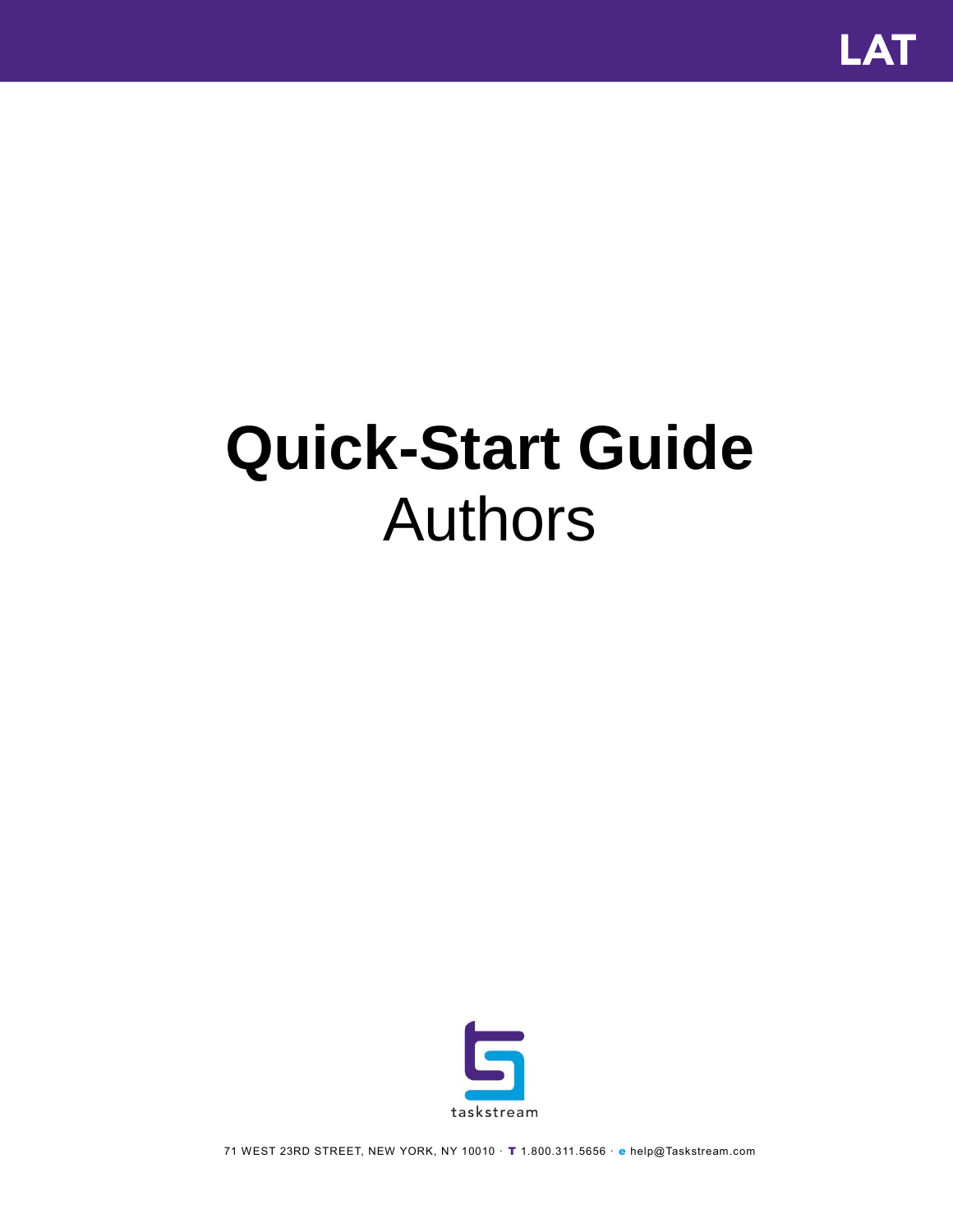LAT

# Quick-Start Guide

Authors

taskstream

71 WEST 23RD STREET, NEW YORK, NY 10010 · T 1.800.311.5656 · e help@Taskstream.com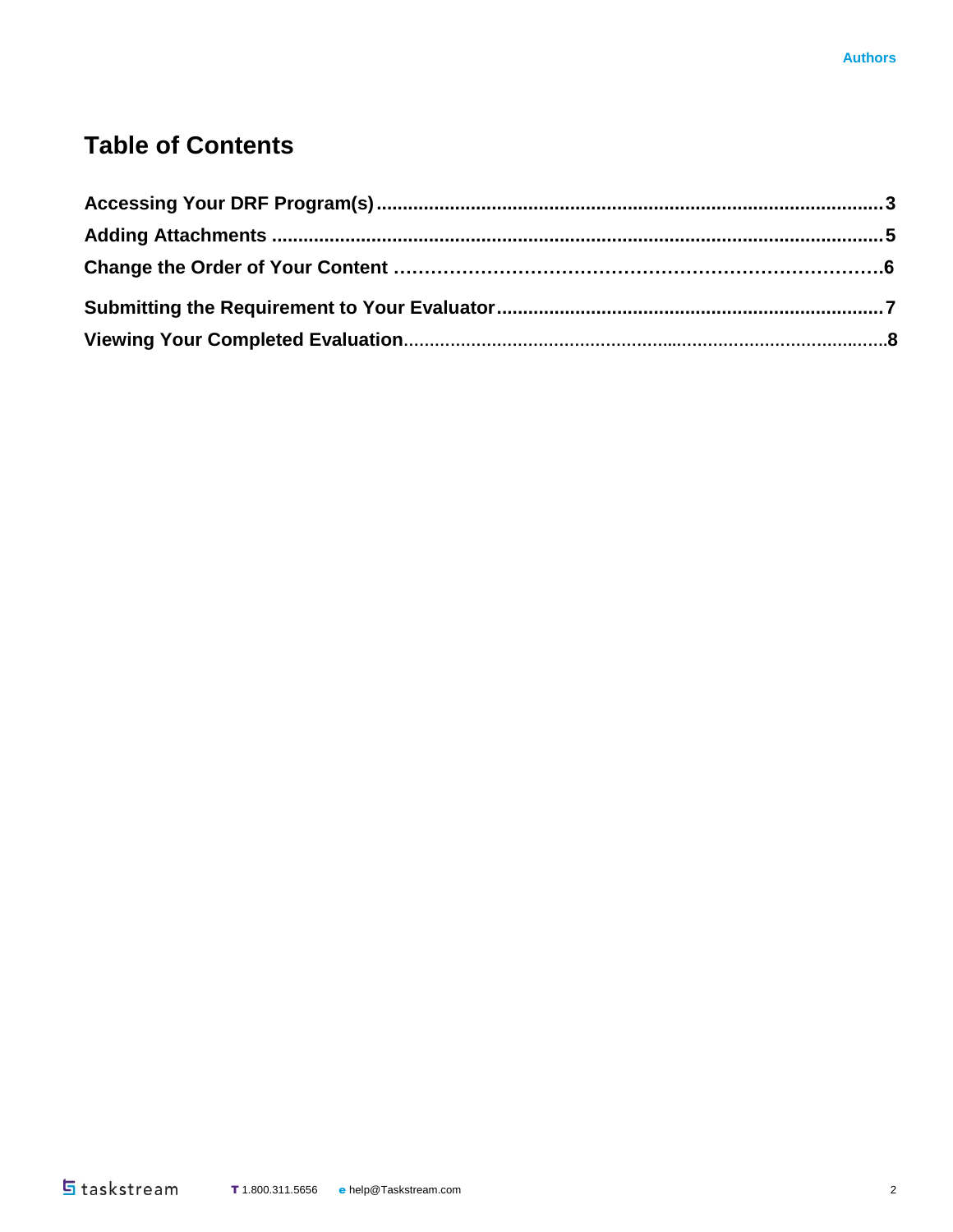# Table of Contents

**Accessing Your DRF Program(s)** .......... **3**

**Adding Attachments** .......... **5**

**Change the Order of Your Content** .......... **6**

**Submitting the Requirement to Your Evaluator** .......... **7**

**Viewing Your Completed Evaluation** .......... **8**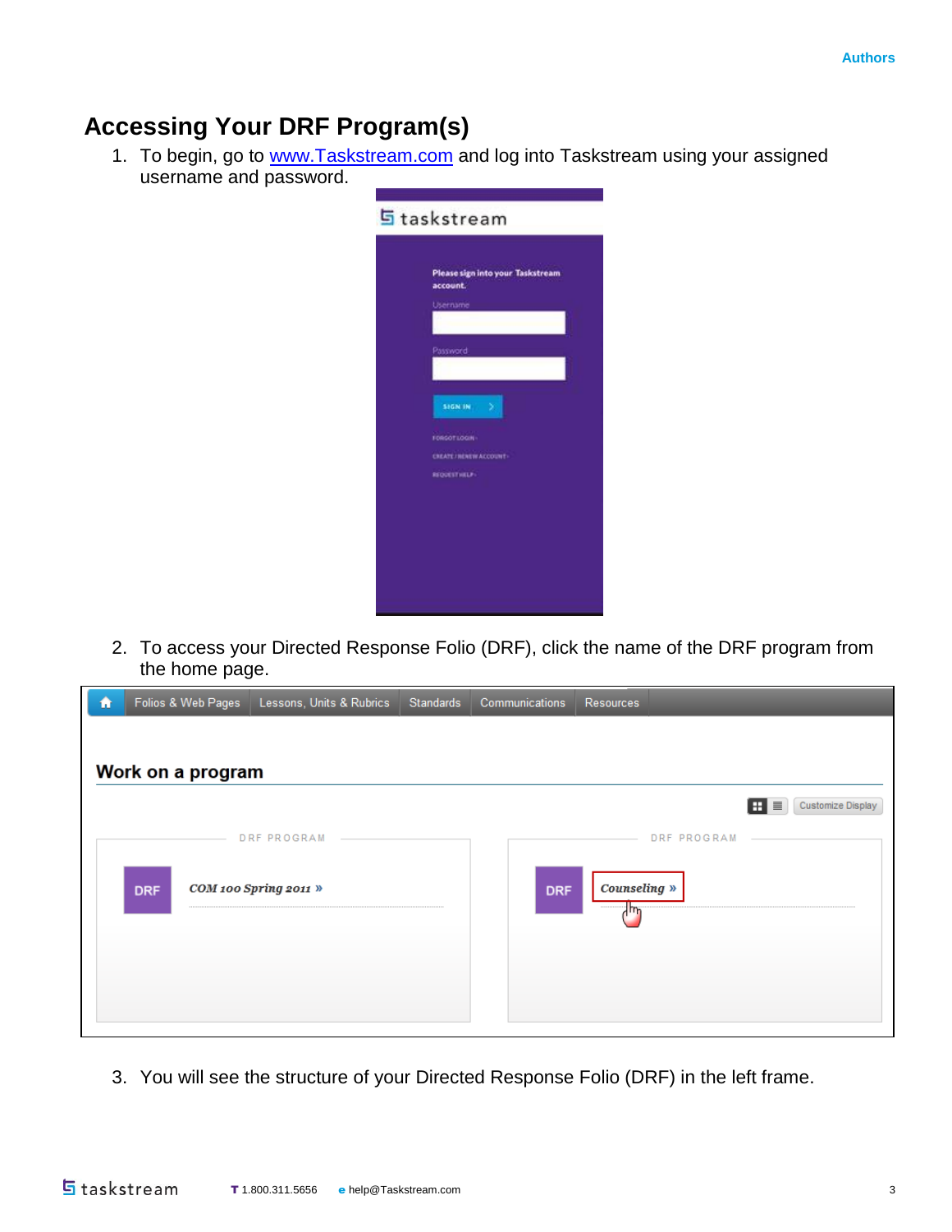# Accessing Your DRF Program(s)

1. To begin, go to [www.Taskstream.com](http://www.Taskstream.com) and log into Taskstream using your assigned username and password.

2. To access your Directed Response Folio (DRF), click the name of the DRF program from the home page.

3. You will see the structure of your Directed Response Folio (DRF) in the left frame.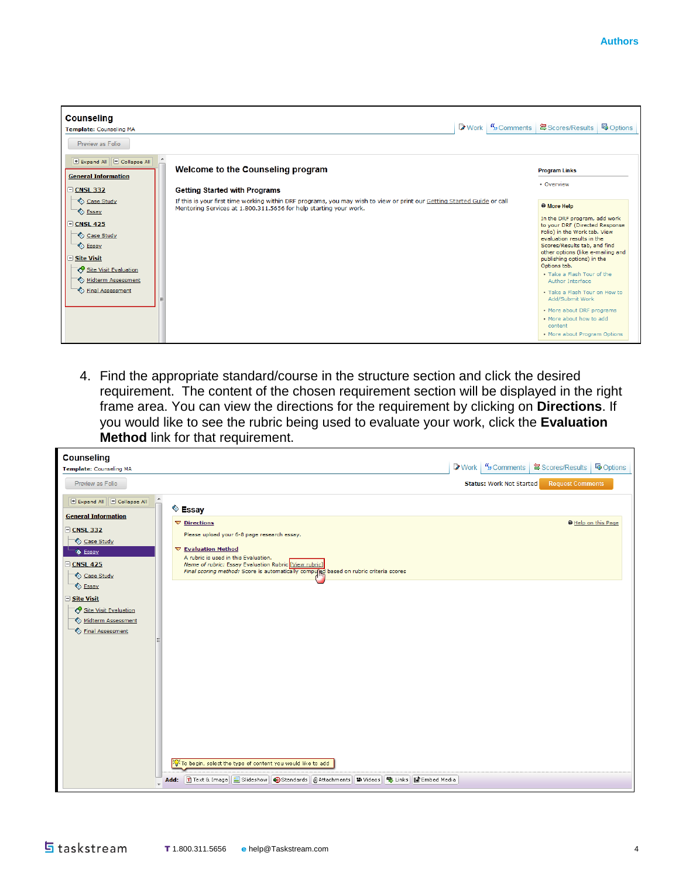4. Find the appropriate standard/course in the structure section and click the desired requirement. The content of the chosen requirement section will be displayed in the right frame area. You can view the directions for the requirement by clicking on **Directions**. If you would like to see the rubric being used to evaluate your work, click the **Evaluation Method** link for that requirement.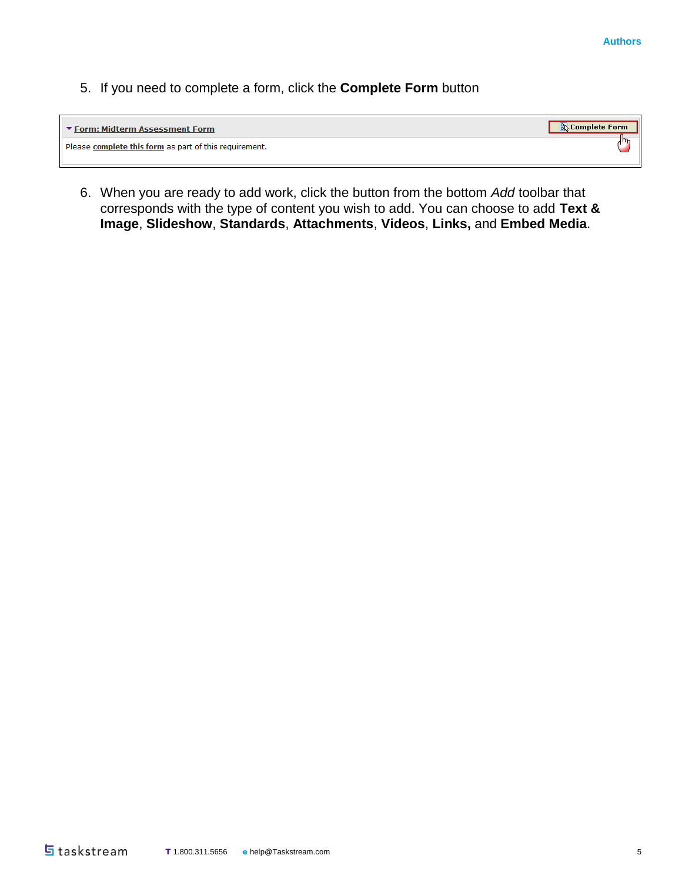5. If you need to complete a form, click the **Complete Form** button

6. When you are ready to add work, click the button from the bottom *Add* toolbar that corresponds with the type of content you wish to add. You can choose to add **Text & Image**, **Slideshow**, **Standards**, **Attachments**, **Videos**, **Links,** and **Embed Media**.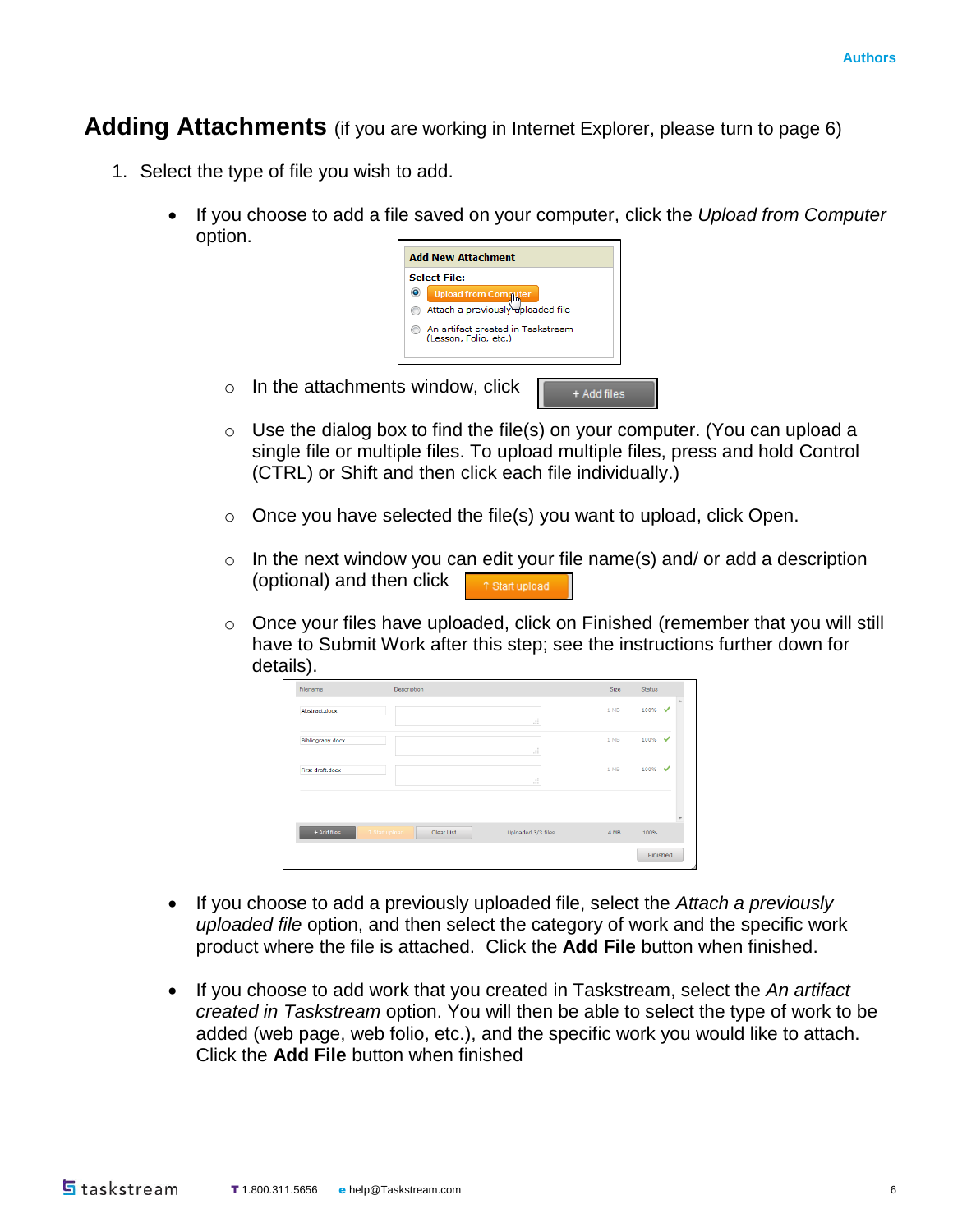## Adding Attachments (if you are working in Internet Explorer, please turn to page 6)

1. Select the type of file you wish to add.

   - If you choose to add a file saved on your computer, click the *Upload from Computer* option.

     - In the attachments window, click + Add files
     - Use the dialog box to find the file(s) on your computer. (You can upload a single file or multiple files. To upload multiple files, press and hold Control (CTRL) or Shift and then click each file individually.)
     - Once you have selected the file(s) you want to upload, click Open.
     - In the next window you can edit your file name(s) and/ or add a description (optional) and then click ↑ Start upload
     - Once your files have uploaded, click on Finished (remember that you will still have to Submit Work after this step; see the instructions further down for details).

   - If you choose to add a previously uploaded file, select the *Attach a previously uploaded file* option, and then select the category of work and the specific work product where the file is attached. Click the **Add File** button when finished.

   - If you choose to add work that you created in Taskstream, select the *An artifact created in Taskstream* option. You will then be able to select the type of work to be added (web page, web folio, etc.), and the specific work you would like to attach. Click the **Add File** button when finished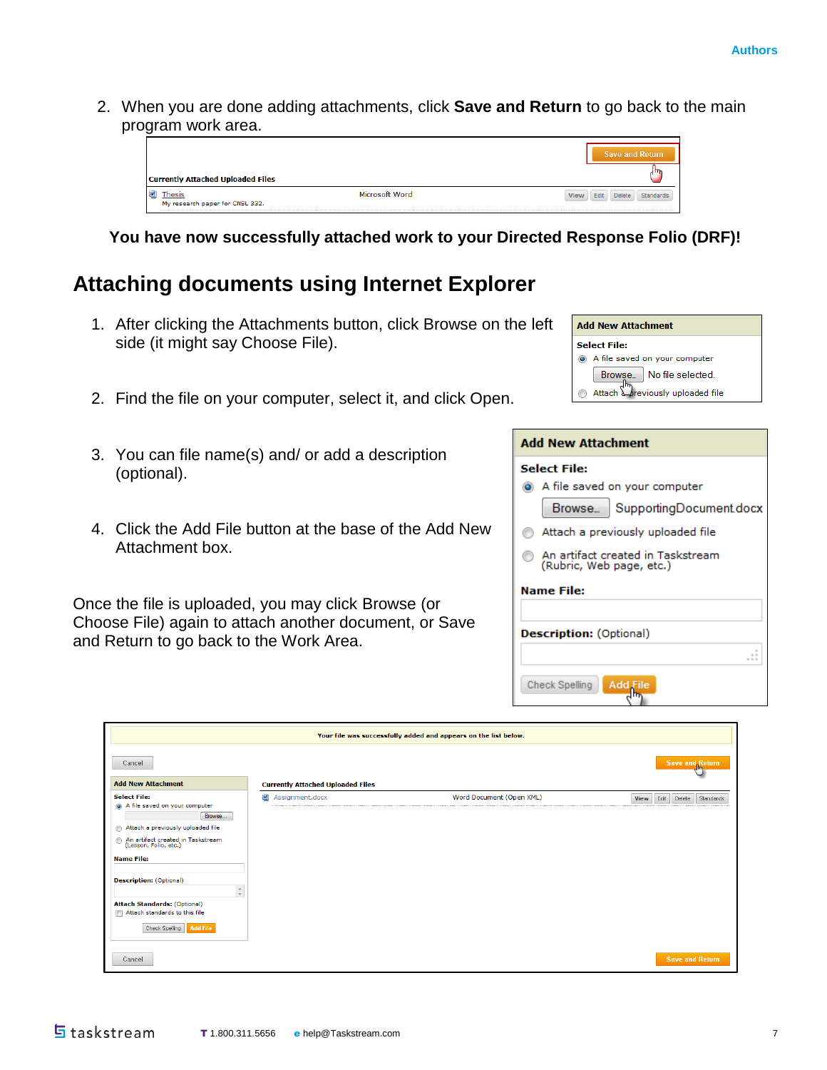2. When you are done adding attachments, click **Save and Return** to go back to the main program work area.

**You have now successfully attached work to your Directed Response Folio (DRF)!**

## Attaching documents using Internet Explorer

1. After clicking the Attachments button, click Browse on the left side (it might say Choose File).

2. Find the file on your computer, select it, and click Open.

3. You can file name(s) and/ or add a description (optional).

4. Click the Add File button at the base of the Add New Attachment box.

Once the file is uploaded, you may click Browse (or Choose File) again to attach another document, or Save and Return to go back to the Work Area.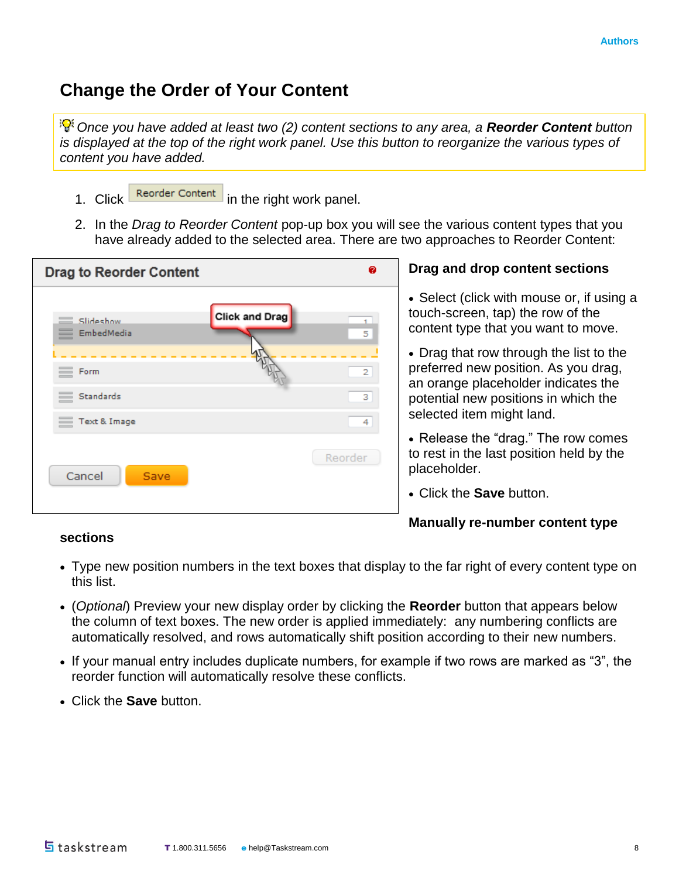# Change the Order of Your Content

*Once you have added at least two (2) content sections to any area, a **Reorder Content** button is displayed at the top of the right work panel. Use this button to reorganize the various types of content you have added.*

1. Click Reorder Content in the right work panel.
2. In the *Drag to Reorder Content* pop-up box you will see the various content types that you have already added to the selected area. There are two approaches to Reorder Content:

**Drag and drop content sections**

- Select (click with mouse or, if using a touch-screen, tap) the row of the content type that you want to move.
- Drag that row through the list to the preferred new position. As you drag, an orange placeholder indicates the potential new positions in which the selected item might land.
- Release the "drag." The row comes to rest in the last position held by the placeholder.
- Click the **Save** button.

**Manually re-number content type sections**

- Type new position numbers in the text boxes that display to the far right of every content type on this list.
- (*Optional*) Preview your new display order by clicking the **Reorder** button that appears below the column of text boxes. The new order is applied immediately: any numbering conflicts are automatically resolved, and rows automatically shift position according to their new numbers.
- If your manual entry includes duplicate numbers, for example if two rows are marked as "3", the reorder function will automatically resolve these conflicts.
- Click the **Save** button.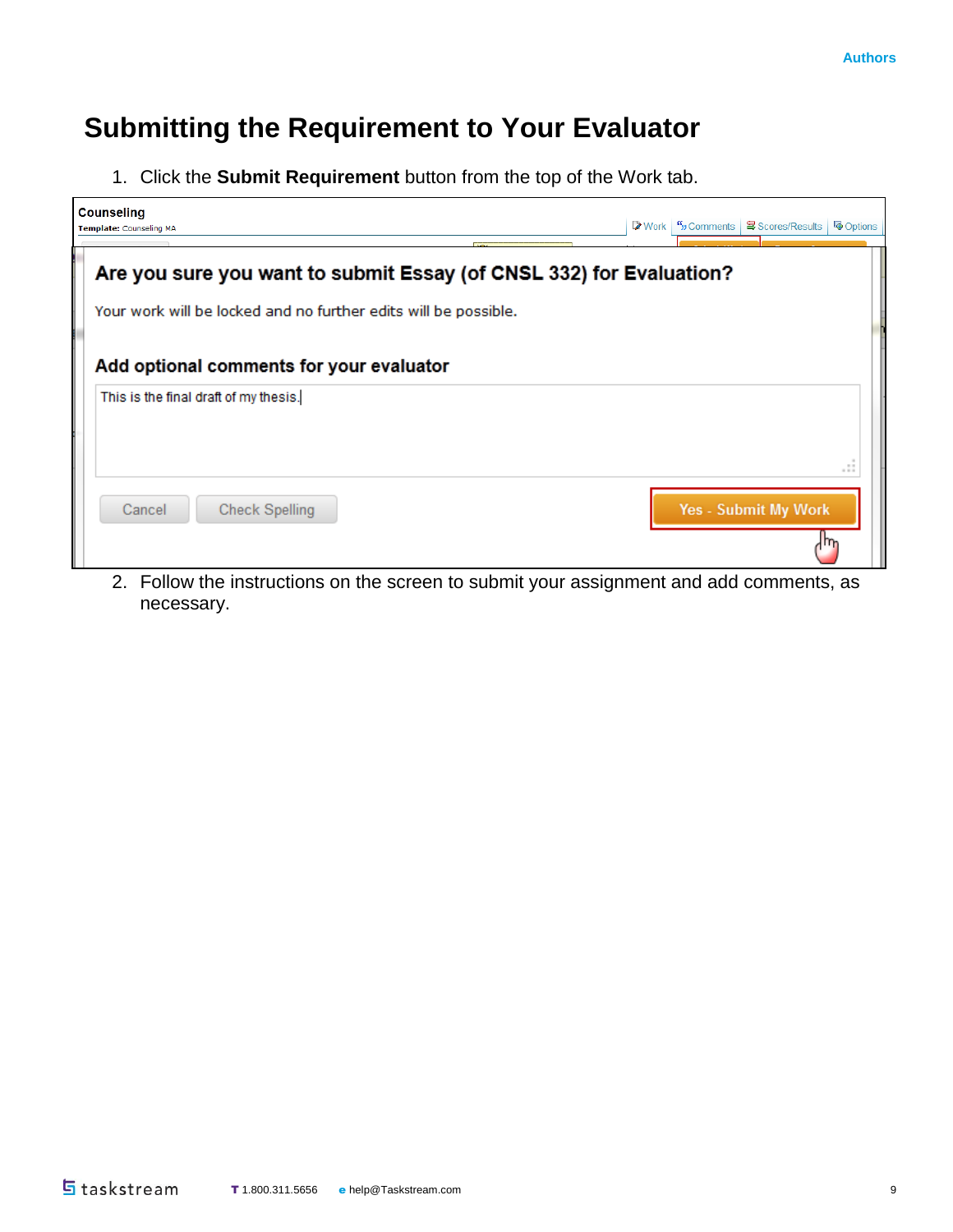# Submitting the Requirement to Your Evaluator

1. Click the **Submit Requirement** button from the top of the Work tab.

2. Follow the instructions on the screen to submit your assignment and add comments, as necessary.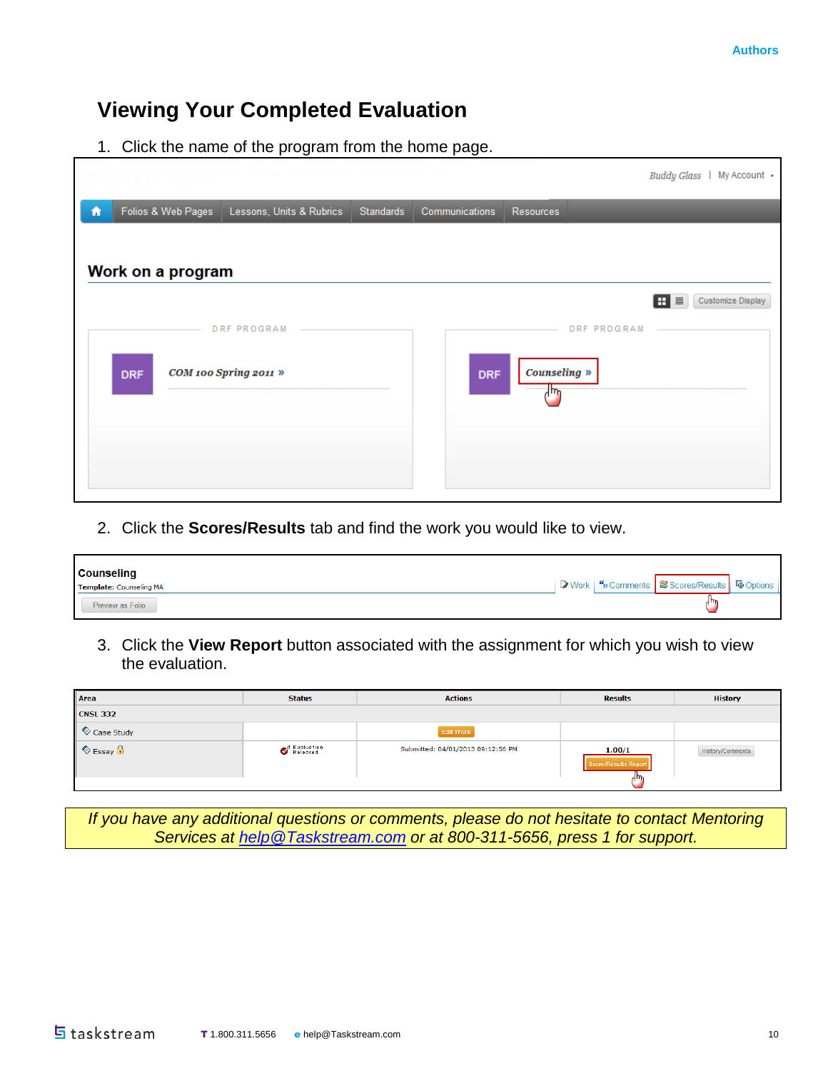# Viewing Your Completed Evaluation

1. Click the name of the program from the home page.

2. Click the **Scores/Results** tab and find the work you would like to view.

3. Click the **View Report** button associated with the assignment for which you wish to view the evaluation.

*If you have any additional questions or comments, please do not hesitate to contact Mentoring Services at help@Taskstream.com or at 800-311-5656, press 1 for support.*